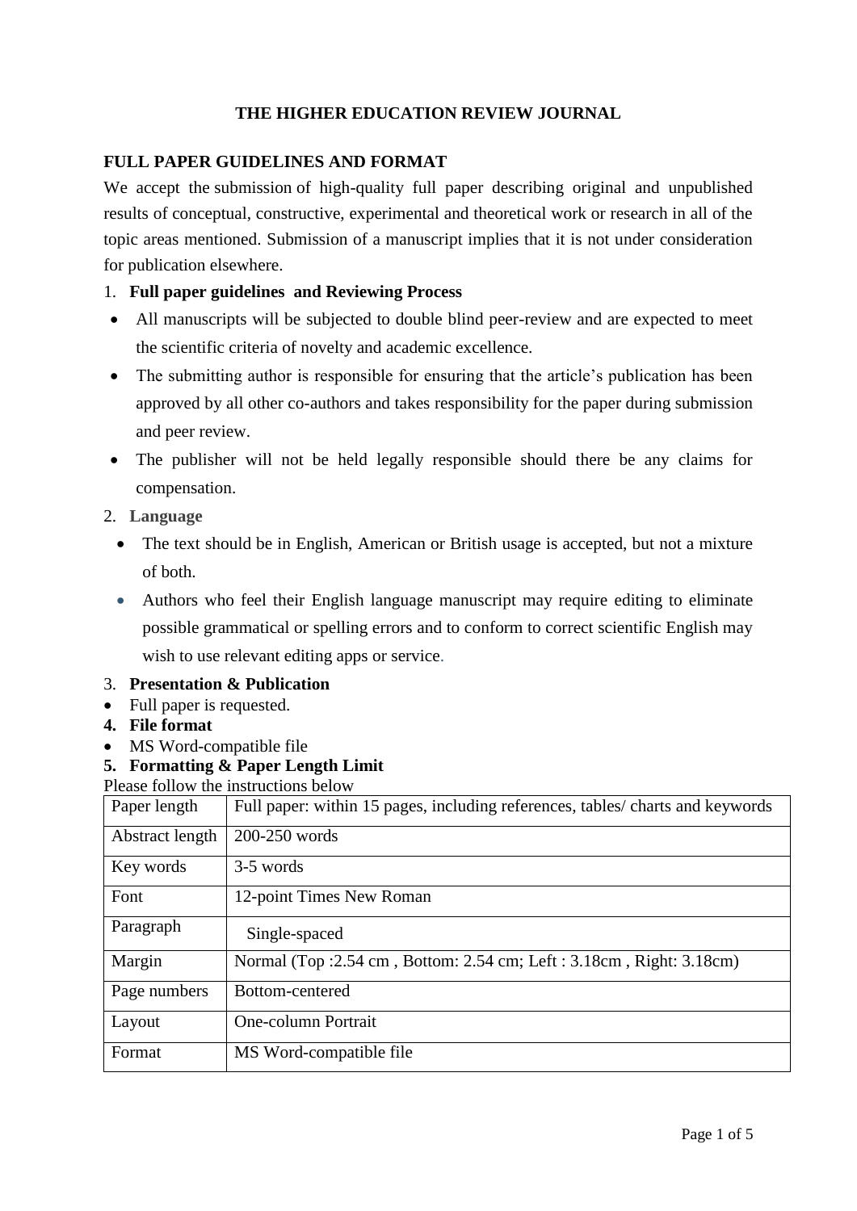# THE HIGHER EDUCATION REVIEW JOURNAL

## FULL PAPER GUIDELINES AND FORMAT

We accept the submission of high-quality full paper describing original and unpublished results of conceptual, constructive, experimental and theoretical work or research in all of the topic areas mentioned. Submission of a manuscript implies that it is not under consideration for publication elsewhere.

### 1. Full paper guidelines and Reviewing Process

- All manuscripts will be subjected to double blind peer-review and are expected to meet the scientific criteria of novelty and academic excellence.
- The submitting author is responsible for ensuring that the article's publication has been approved by all other co-authors and takes responsibility for the paper during submission and peer review.
- The publisher will not be held legally responsible should there be any claims for compensation.

### 2. Language

- The text should be in English, American or British usage is accepted, but not a mixture of both.
- Authors who feel their English language manuscript may require editing to eliminate possible grammatical or spelling errors and to conform to correct scientific English may wish to use relevant editing apps or service.

### 3. Presentation & Publication

- Full paper is requested.

### 4. File format

- MS Word-compatible file

### 5. Formatting & Paper Length Limit

Please follow the instructions below

| Paper length | Full paper: within 15 pages, including references, tables/ charts and keywords |
|---|---|
| Abstract length | 200-250 words |
| Key words | 3-5 words |
| Font | 12-point Times New Roman |
| Paragraph | Single-spaced |
| Margin | Normal (Top :2.54 cm , Bottom: 2.54 cm; Left : 3.18cm , Right: 3.18cm) |
| Page numbers | Bottom-centered |
| Layout | One-column Portrait |
| Format | MS Word-compatible file |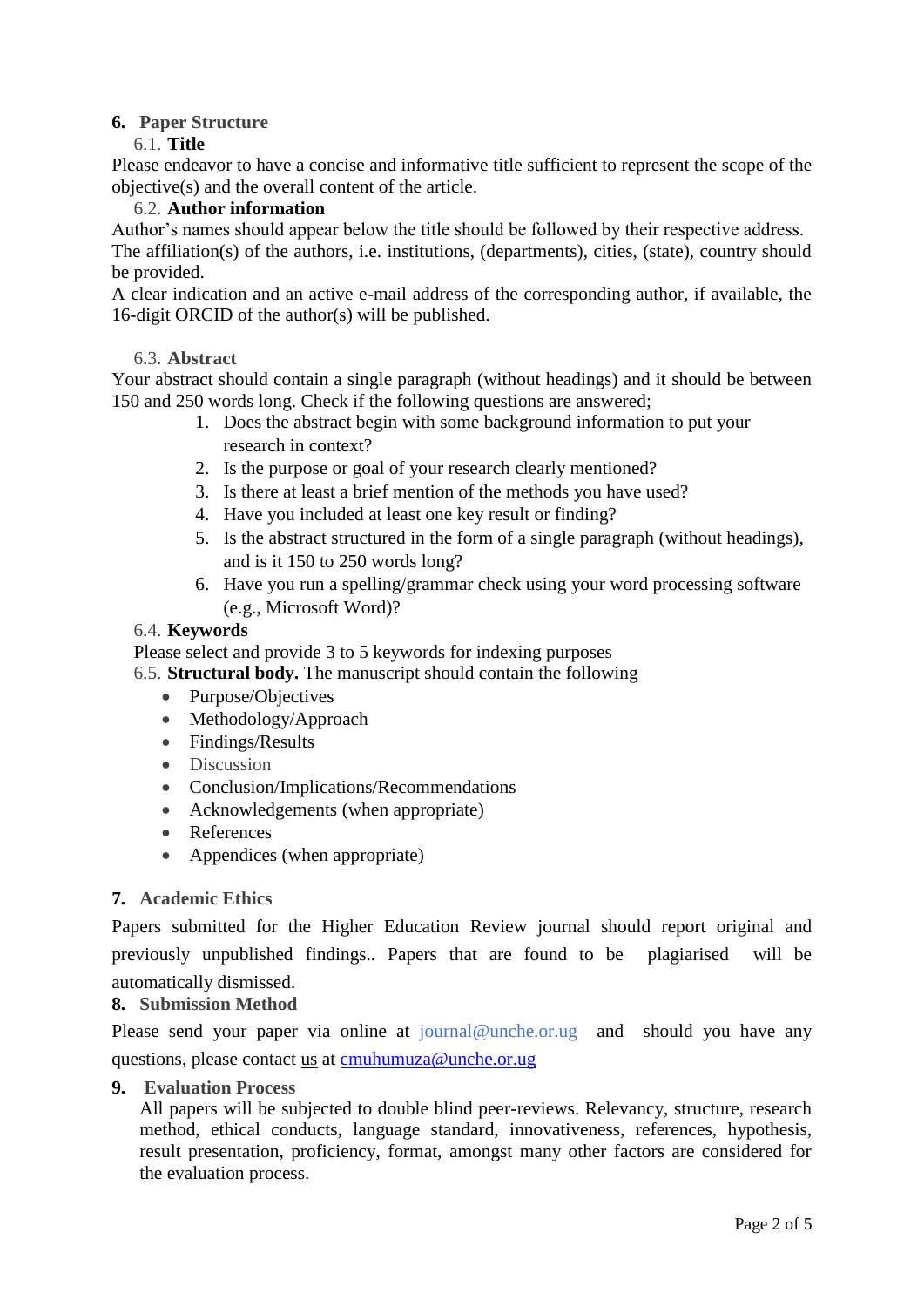## 6. Paper Structure

### 6.1. Title

Please endeavor to have a concise and informative title sufficient to represent the scope of the objective(s) and the overall content of the article.

### 6.2. Author information

Author's names should appear below the title should be followed by their respective address. The affiliation(s) of the authors, i.e. institutions, (departments), cities, (state), country should be provided.

A clear indication and an active e-mail address of the corresponding author, if available, the 16-digit ORCID of the author(s) will be published.

### 6.3. Abstract

Your abstract should contain a single paragraph (without headings) and it should be between 150 and 250 words long. Check if the following questions are answered;

1. Does the abstract begin with some background information to put your research in context?
2. Is the purpose or goal of your research clearly mentioned?
3. Is there at least a brief mention of the methods you have used?
4. Have you included at least one key result or finding?
5. Is the abstract structured in the form of a single paragraph (without headings), and is it 150 to 250 words long?
6. Have you run a spelling/grammar check using your word processing software (e.g., Microsoft Word)?

### 6.4. Keywords

Please select and provide 3 to 5 keywords for indexing purposes

### 6.5. Structural body.

The manuscript should contain the following

- Purpose/Objectives
- Methodology/Approach
- Findings/Results
- Discussion
- Conclusion/Implications/Recommendations
- Acknowledgements (when appropriate)
- References
- Appendices (when appropriate)

## 7. Academic Ethics

Papers submitted for the Higher Education Review journal should report original and previously unpublished findings.. Papers that are found to be plagiarised will be automatically dismissed.

## 8. Submission Method

Please send your paper via online at journal@unche.or.ug and should you have any questions, please contact us at cmuhumuza@unche.or.ug

## 9. Evaluation Process

All papers will be subjected to double blind peer-reviews. Relevancy, structure, research method, ethical conducts, language standard, innovativeness, references, hypothesis, result presentation, proficiency, format, amongst many other factors are considered for the evaluation process.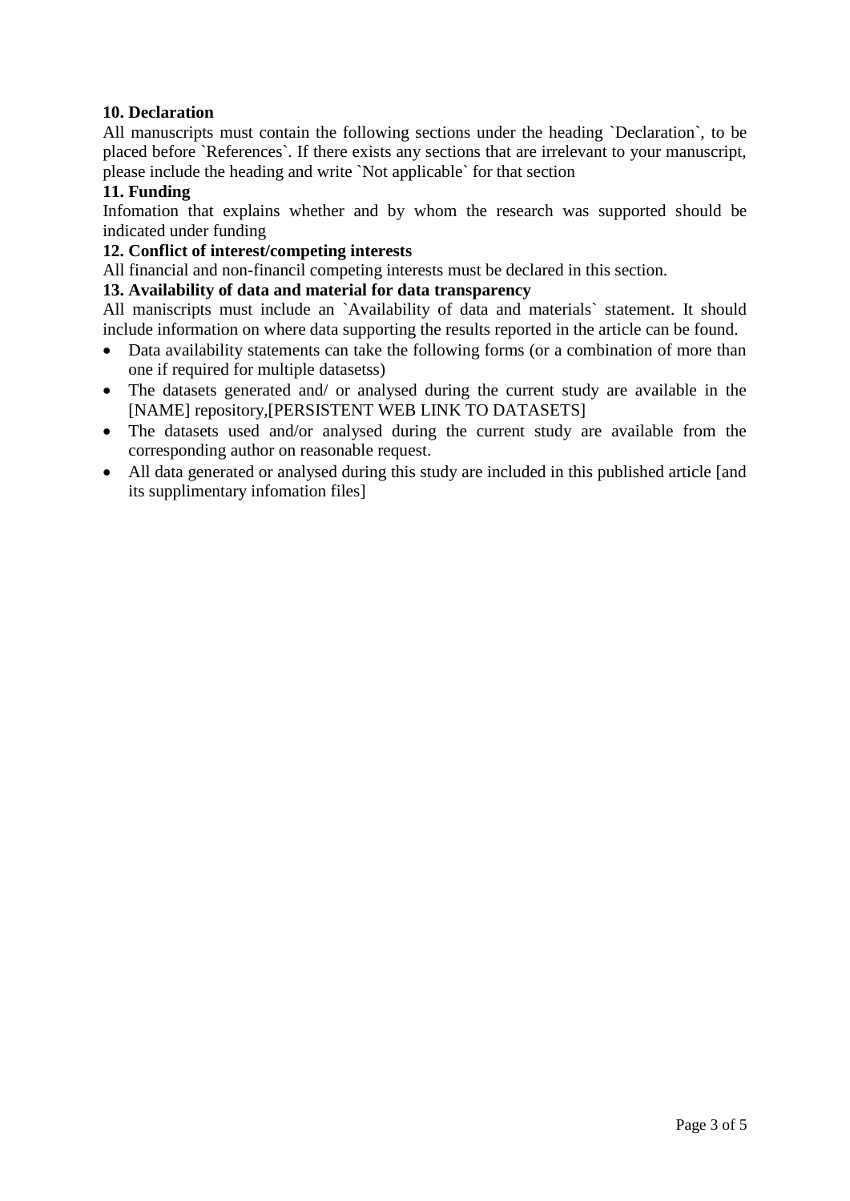**10. Declaration**

All manuscripts must contain the following sections under the heading `Declaration`, to be placed before `References`. If there exists any sections that are irrelevant to your manuscript, please include the heading and write `Not applicable` for that section

**11. Funding**

Infomation that explains whether and by whom the research was supported should be indicated under funding

**12. Conflict of interest/competing interests**

All financial and non-financil competing interests must be declared in this section.

**13. Availability of data and material for data transparency**

All maniscripts must include an `Availability of data and materials` statement. It should include information on where data supporting the results reported in the article can be found.

- Data availability statements can take the following forms (or a combination of more than one if required for multiple datasetss)
- The datasets generated and/ or analysed during the current study are available in the [NAME] repository,[PERSISTENT WEB LINK TO DATASETS]
- The datasets used and/or analysed during the current study are available from the corresponding author on reasonable request.
- All data generated or analysed during this study are included in this published article [and its supplimentary infomation files]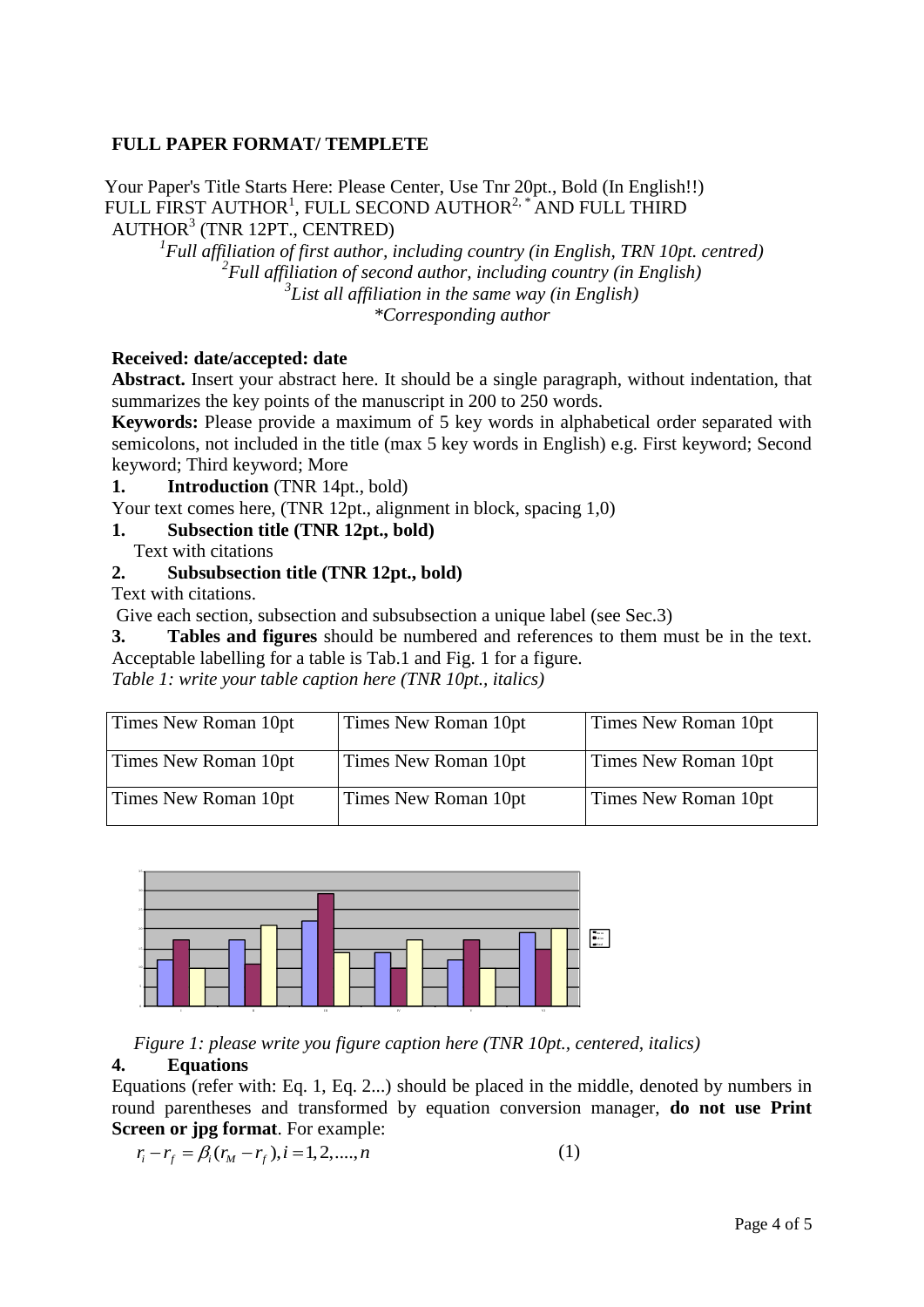**FULL PAPER FORMAT/ TEMPLETE**

Your Paper's Title Starts Here: Please Center, Use Tnr 20pt., Bold (In English!!)

FULL FIRST AUTHOR[1], FULL SECOND AUTHOR[2, *] AND FULL THIRD AUTHOR[3] (TNR 12PT., CENTRED)

[1]*Full affiliation of first author, including country (in English, TRN 10pt. centred)*

[2]*Full affiliation of second author, including country (in English)*

[3]*List all affiliation in the same way (in English)*

*\*Corresponding author*

**Received: date/accepted: date**

**Abstract.** Insert your abstract here. It should be a single paragraph, without indentation, that summarizes the key points of the manuscript in 200 to 250 words.

**Keywords:** Please provide a maximum of 5 key words in alphabetical order separated with semicolons, not included in the title (max 5 key words in English) e.g. First keyword; Second keyword; Third keyword; More

**1. Introduction** (TNR 14pt., bold)

Your text comes here, (TNR 12pt., alignment in block, spacing 1,0)

**1. Subsection title (TNR 12pt., bold)**

Text with citations

**2. Subsubsection title (TNR 12pt., bold)**

Text with citations.

Give each section, subsection and subsubsection a unique label (see Sec.3)

**3. Tables and figures** should be numbered and references to them must be in the text. Acceptable labelling for a table is Tab.1 and Fig. 1 for a figure.

*Table 1: write your table caption here (TNR 10pt., italics)*

| Times New Roman 10pt | Times New Roman 10pt | Times New Roman 10pt |
|---|---|---|
| Times New Roman 10pt | Times New Roman 10pt | Times New Roman 10pt |
| Times New Roman 10pt | Times New Roman 10pt | Times New Roman 10pt |

*Figure 1: please write you figure caption here (TNR 10pt., centered, italics)*

**4. Equations**

Equations (refer with: Eq. 1, Eq. 2...) should be placed in the middle, denoted by numbers in round parentheses and transformed by equation conversion manager, **do not use Print Screen or jpg format**. For example:

$$r_i - r_f = \beta_i (r_M - r_f), i = 1, 2, ...., n \qquad (1)$$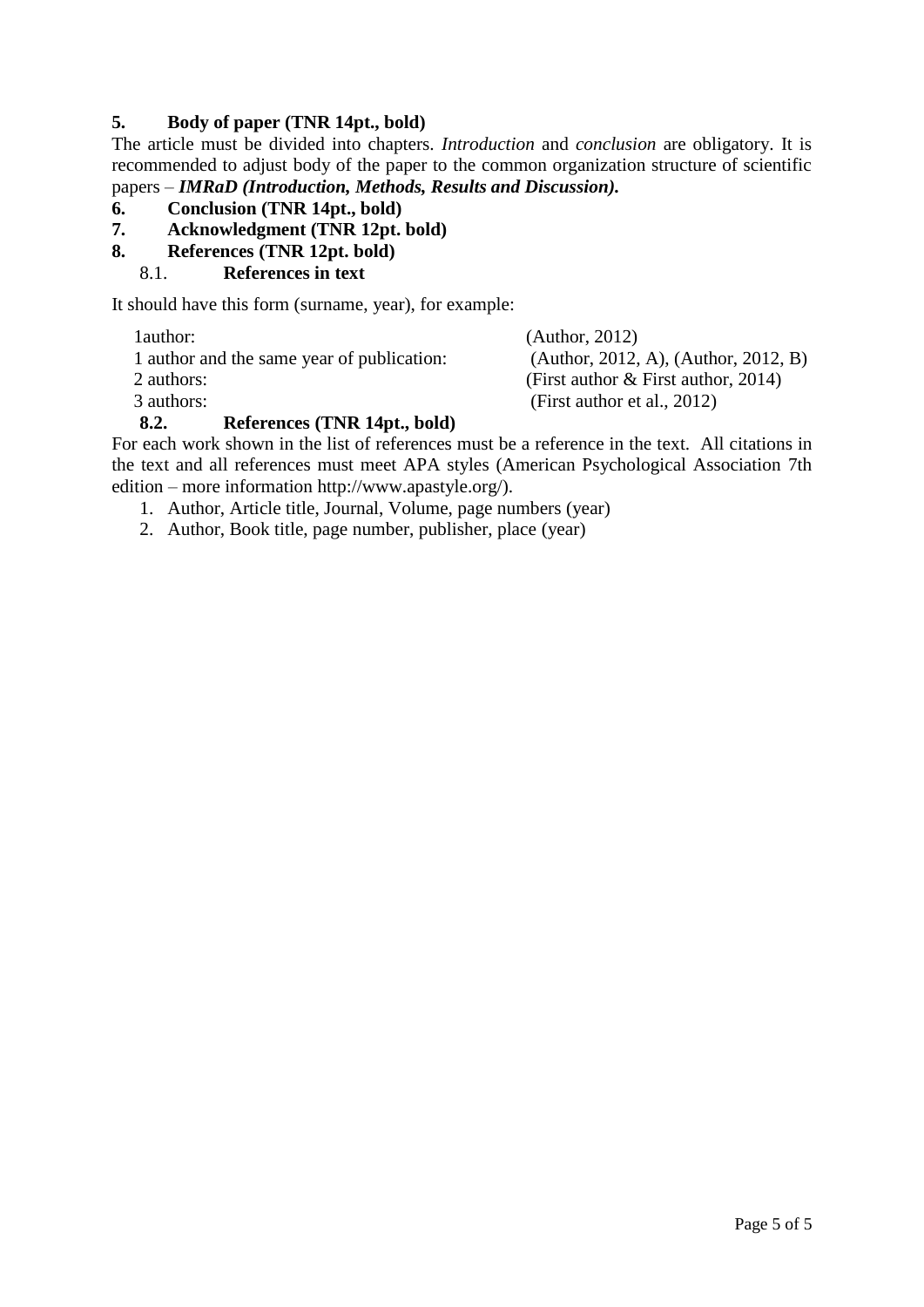## 5. Body of paper (TNR 14pt., bold)

The article must be divided into chapters. *Introduction* and *conclusion* are obligatory. It is recommended to adjust body of the paper to the common organization structure of scientific papers – ***IMRaD (Introduction, Methods, Results and Discussion).***

## 6. Conclusion (TNR 14pt., bold)

## 7. Acknowledgment (TNR 12pt. bold)

## 8. References (TNR 12pt. bold)

### 8.1. References in text

It should have this form (surname, year), for example:

| | |
|---|---|
| 1author: | (Author, 2012) |
| 1 author and the same year of publication: | (Author, 2012, A), (Author, 2012, B) |
| 2 authors: | (First author & First author, 2014) |
| 3 authors: | (First author et al., 2012) |

### 8.2. References (TNR 14pt., bold)

For each work shown in the list of references must be a reference in the text. All citations in the text and all references must meet APA styles (American Psychological Association 7th edition – more information http://www.apastyle.org/).

1. Author, Article title, Journal, Volume, page numbers (year)
2. Author, Book title, page number, publisher, place (year)